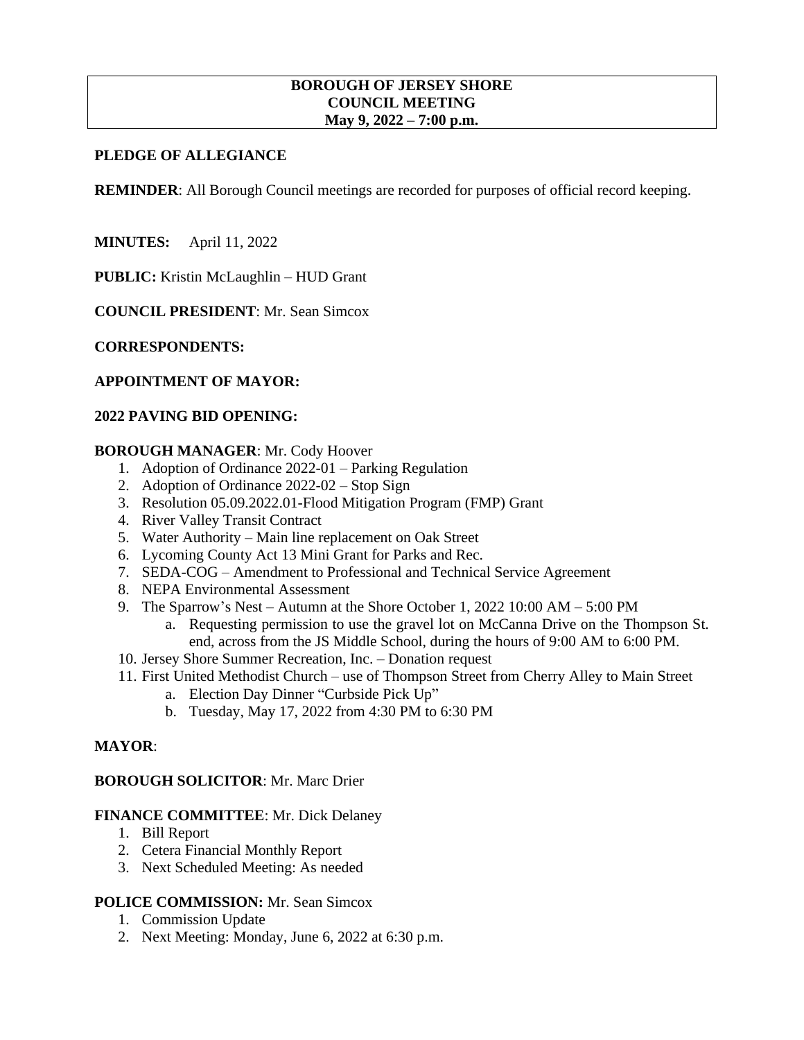# BOROUGH OF JERSEY SHORE
## COUNCIL MEETING
### May 9, 2022 – 7:00 p.m.

**PLEDGE OF ALLEGIANCE**

**REMINDER**: All Borough Council meetings are recorded for purposes of official record keeping.

**MINUTES:** April 11, 2022

**PUBLIC:** Kristin McLaughlin – HUD Grant

**COUNCIL PRESIDENT**: Mr. Sean Simcox

**CORRESPONDENTS:**

**APPOINTMENT OF MAYOR:**

**2022 PAVING BID OPENING:**

**BOROUGH MANAGER**: Mr. Cody Hoover

1. Adoption of Ordinance 2022-01 – Parking Regulation
2. Adoption of Ordinance 2022-02 – Stop Sign
3. Resolution 05.09.2022.01-Flood Mitigation Program (FMP) Grant
4. River Valley Transit Contract
5. Water Authority – Main line replacement on Oak Street
6. Lycoming County Act 13 Mini Grant for Parks and Rec.
7. SEDA-COG – Amendment to Professional and Technical Service Agreement
8. NEPA Environmental Assessment
9. The Sparrow's Nest – Autumn at the Shore October 1, 2022 10:00 AM – 5:00 PM
   a. Requesting permission to use the gravel lot on McCanna Drive on the Thompson St. end, across from the JS Middle School, during the hours of 9:00 AM to 6:00 PM.
10. Jersey Shore Summer Recreation, Inc. – Donation request
11. First United Methodist Church – use of Thompson Street from Cherry Alley to Main Street
    a. Election Day Dinner "Curbside Pick Up"
    b. Tuesday, May 17, 2022 from 4:30 PM to 6:30 PM

**MAYOR**:

**BOROUGH SOLICITOR**: Mr. Marc Drier

**FINANCE COMMITTEE**: Mr. Dick Delaney

1. Bill Report
2. Cetera Financial Monthly Report
3. Next Scheduled Meeting: As needed

**POLICE COMMISSION:** Mr. Sean Simcox

1. Commission Update
2. Next Meeting: Monday, June 6, 2022 at 6:30 p.m.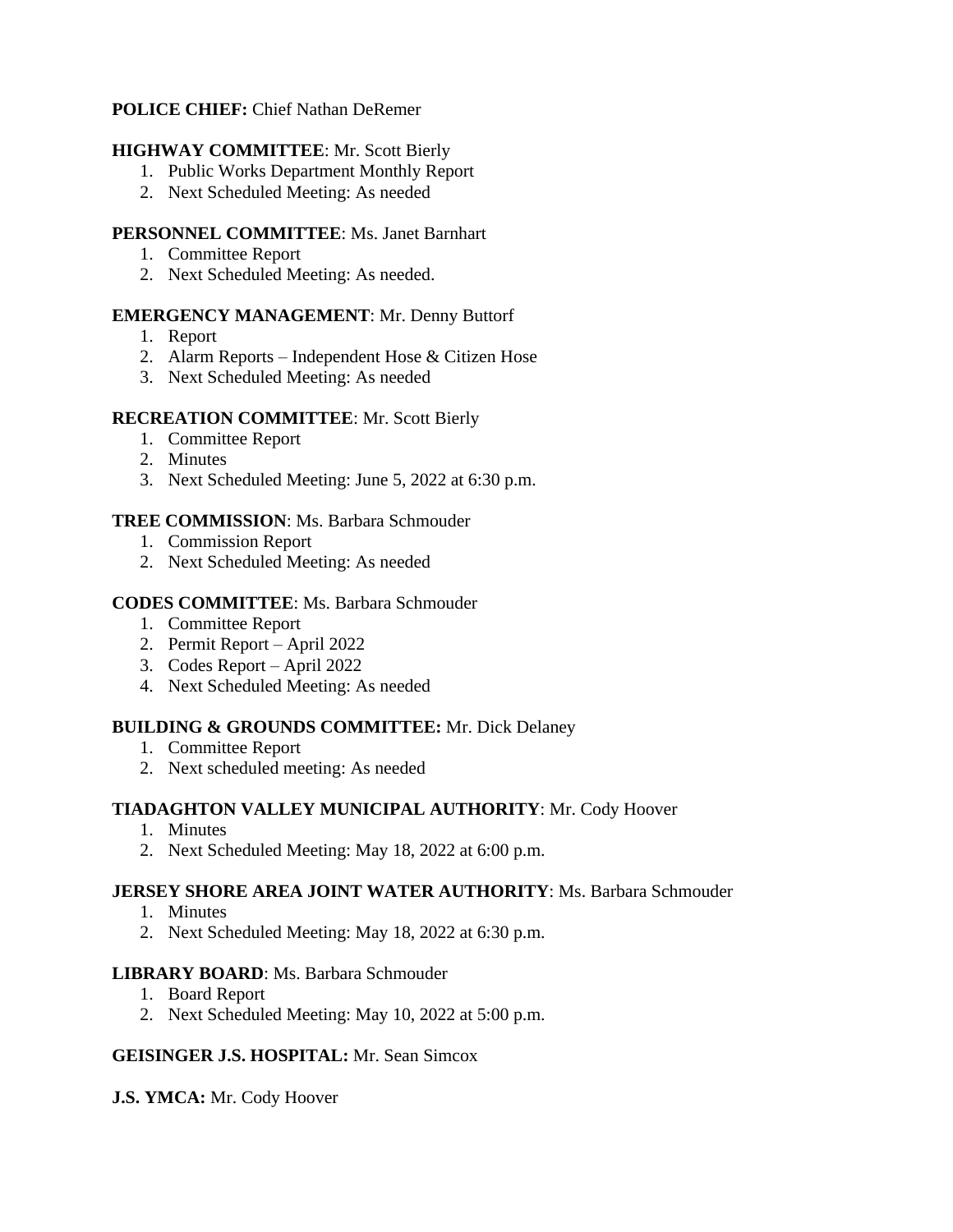**POLICE CHIEF:** Chief Nathan DeRemer

**HIGHWAY COMMITTEE**: Mr. Scott Bierly

1. Public Works Department Monthly Report
2. Next Scheduled Meeting: As needed

**PERSONNEL COMMITTEE**: Ms. Janet Barnhart

1. Committee Report
2. Next Scheduled Meeting: As needed.

**EMERGENCY MANAGEMENT**: Mr. Denny Buttorf

1. Report
2. Alarm Reports – Independent Hose & Citizen Hose
3. Next Scheduled Meeting: As needed

**RECREATION COMMITTEE**: Mr. Scott Bierly

1. Committee Report
2. Minutes
3. Next Scheduled Meeting: June 5, 2022 at 6:30 p.m.

**TREE COMMISSION**: Ms. Barbara Schmouder

1. Commission Report
2. Next Scheduled Meeting: As needed

**CODES COMMITTEE**: Ms. Barbara Schmouder

1. Committee Report
2. Permit Report – April 2022
3. Codes Report – April 2022
4. Next Scheduled Meeting: As needed

**BUILDING & GROUNDS COMMITTEE:** Mr. Dick Delaney

1. Committee Report
2. Next scheduled meeting: As needed

**TIADAGHTON VALLEY MUNICIPAL AUTHORITY**: Mr. Cody Hoover

1. Minutes
2. Next Scheduled Meeting: May 18, 2022 at 6:00 p.m.

**JERSEY SHORE AREA JOINT WATER AUTHORITY**: Ms. Barbara Schmouder

1. Minutes
2. Next Scheduled Meeting: May 18, 2022 at 6:30 p.m.

**LIBRARY BOARD**: Ms. Barbara Schmouder

1. Board Report
2. Next Scheduled Meeting: May 10, 2022 at 5:00 p.m.

**GEISINGER J.S. HOSPITAL:** Mr. Sean Simcox

**J.S. YMCA:** Mr. Cody Hoover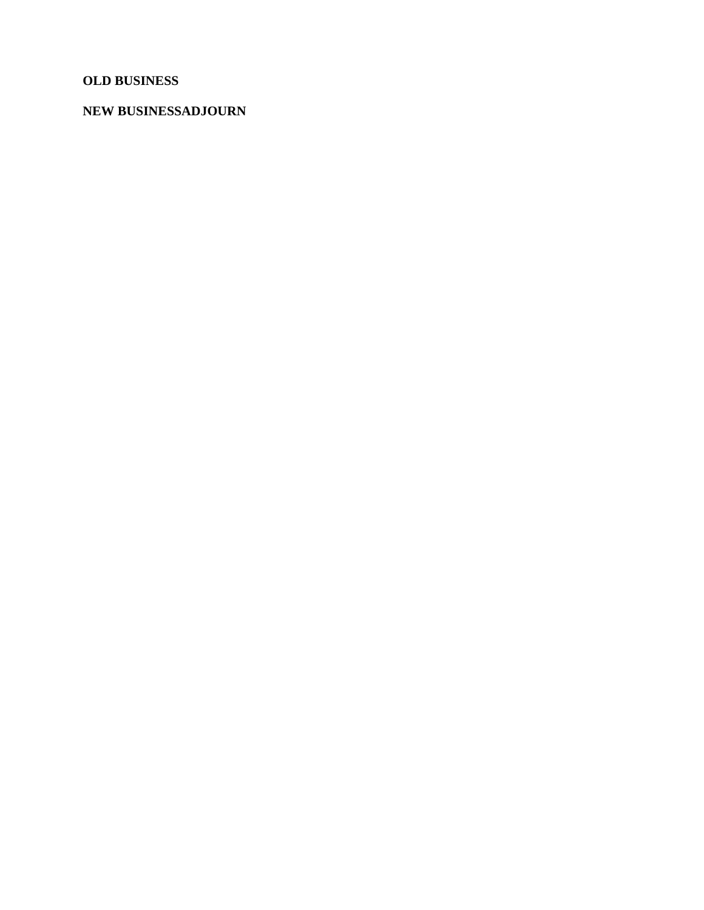**OLD BUSINESS**

**NEW BUSINESSADJOURN**